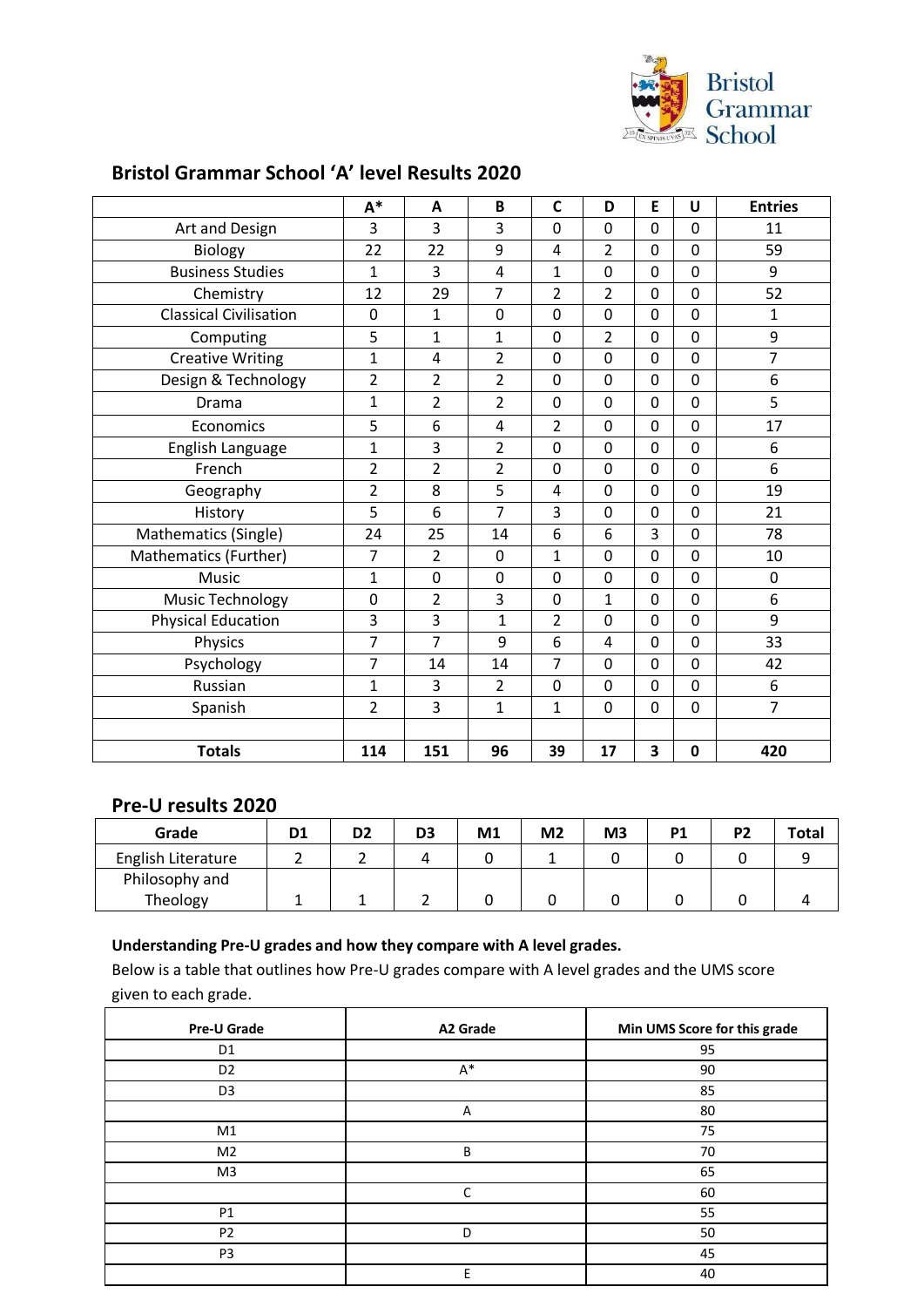Bristol Grammar School

## Bristol Grammar School 'A' level Results 2020

| | A* | A | B | C | D | E | U | Entries |
|---|---|---|---|---|---|---|---|---|
| Art and Design | 3 | 3 | 3 | 0 | 0 | 0 | 0 | 11 |
| Biology | 22 | 22 | 9 | 4 | 2 | 0 | 0 | 59 |
| Business Studies | 1 | 3 | 4 | 1 | 0 | 0 | 0 | 9 |
| Chemistry | 12 | 29 | 7 | 2 | 2 | 0 | 0 | 52 |
| Classical Civilisation | 0 | 1 | 0 | 0 | 0 | 0 | 0 | 1 |
| Computing | 5 | 1 | 1 | 0 | 2 | 0 | 0 | 9 |
| Creative Writing | 1 | 4 | 2 | 0 | 0 | 0 | 0 | 7 |
| Design & Technology | 2 | 2 | 2 | 0 | 0 | 0 | 0 | 6 |
| Drama | 1 | 2 | 2 | 0 | 0 | 0 | 0 | 5 |
| Economics | 5 | 6 | 4 | 2 | 0 | 0 | 0 | 17 |
| English Language | 1 | 3 | 2 | 0 | 0 | 0 | 0 | 6 |
| French | 2 | 2 | 2 | 0 | 0 | 0 | 0 | 6 |
| Geography | 2 | 8 | 5 | 4 | 0 | 0 | 0 | 19 |
| History | 5 | 6 | 7 | 3 | 0 | 0 | 0 | 21 |
| Mathematics (Single) | 24 | 25 | 14 | 6 | 6 | 3 | 0 | 78 |
| Mathematics (Further) | 7 | 2 | 0 | 1 | 0 | 0 | 0 | 10 |
| Music | 1 | 0 | 0 | 0 | 0 | 0 | 0 | 0 |
| Music Technology | 0 | 2 | 3 | 0 | 1 | 0 | 0 | 6 |
| Physical Education | 3 | 3 | 1 | 2 | 0 | 0 | 0 | 9 |
| Physics | 7 | 7 | 9 | 6 | 4 | 0 | 0 | 33 |
| Psychology | 7 | 14 | 14 | 7 | 0 | 0 | 0 | 42 |
| Russian | 1 | 3 | 2 | 0 | 0 | 0 | 0 | 6 |
| Spanish | 2 | 3 | 1 | 1 | 0 | 0 | 0 | 7 |
| | | | | | | | | |
| **Totals** | **114** | **151** | **96** | **39** | **17** | **3** | **0** | **420** |

## Pre-U results 2020

| Grade | D1 | D2 | D3 | M1 | M2 | M3 | P1 | P2 | Total |
|---|---|---|---|---|---|---|---|---|---|
| English Literature | 2 | 2 | 4 | 0 | 1 | 0 | 0 | 0 | 9 |
| Philosophy and Theology | 1 | 1 | 2 | 0 | 0 | 0 | 0 | 0 | 4 |

**Understanding Pre-U grades and how they compare with A level grades.**

Below is a table that outlines how Pre-U grades compare with A level grades and the UMS score given to each grade.

| Pre-U Grade | A2 Grade | Min UMS Score for this grade |
|---|---|---|
| D1 | | 95 |
| D2 | A* | 90 |
| D3 | | 85 |
| | A | 80 |
| M1 | | 75 |
| M2 | B | 70 |
| M3 | | 65 |
| | C | 60 |
| P1 | | 55 |
| P2 | D | 50 |
| P3 | | 45 |
| | E | 40 |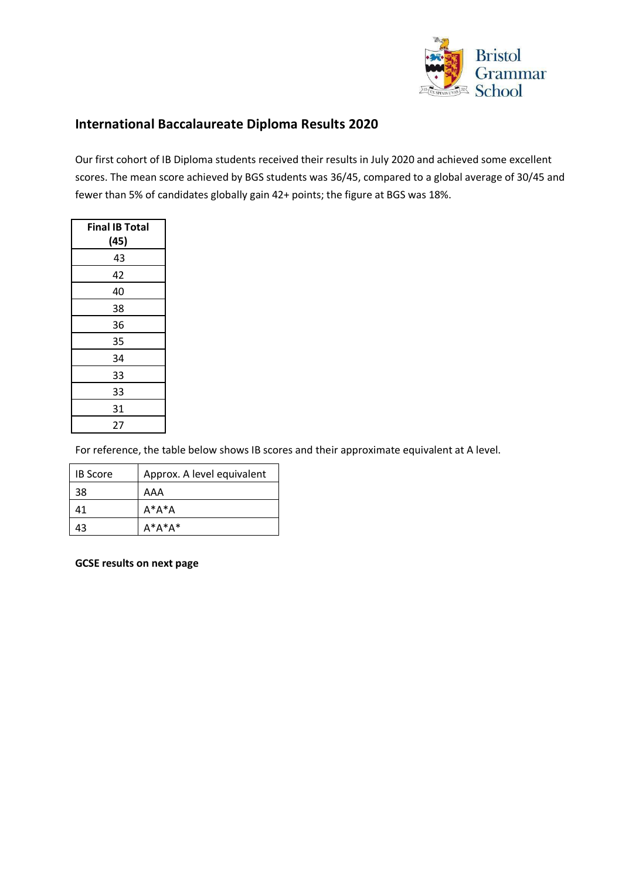## International Baccalaureate Diploma Results 2020

Our first cohort of IB Diploma students received their results in July 2020 and achieved some excellent scores. The mean score achieved by BGS students was 36/45, compared to a global average of 30/45 and fewer than 5% of candidates globally gain 42+ points; the figure at BGS was 18%.

| Final IB Total (45) |
|---|
| 43 |
| 42 |
| 40 |
| 38 |
| 36 |
| 35 |
| 34 |
| 33 |
| 33 |
| 31 |
| 27 |

For reference, the table below shows IB scores and their approximate equivalent at A level.

| IB Score | Approx. A level equivalent |
|---|---|
| 38 | AAA |
| 41 | A*A*A |
| 43 | A*A*A* |

**GCSE results on next page**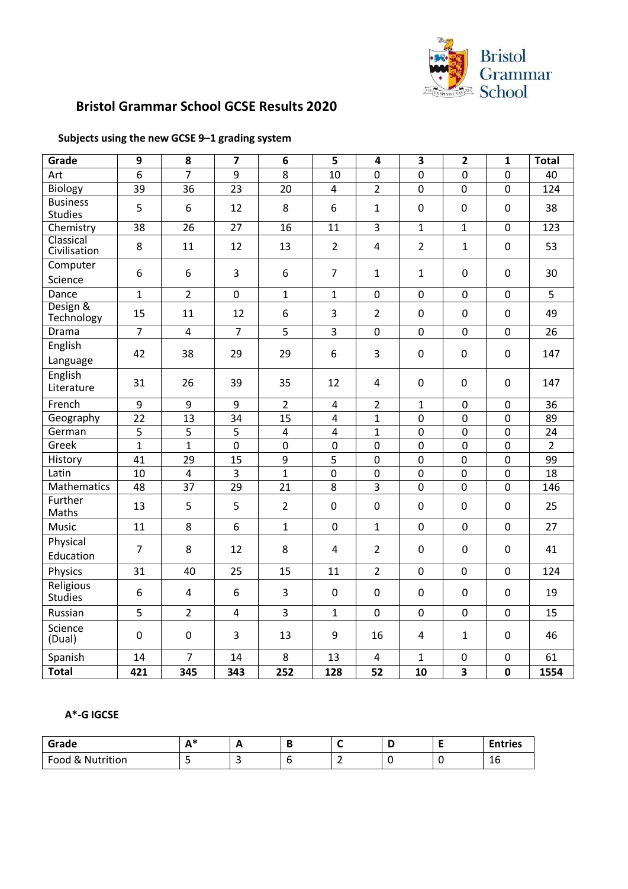# Bristol Grammar School GCSE Results 2020

### Subjects using the new GCSE 9–1 grading system

| Grade | 9 | 8 | 7 | 6 | 5 | 4 | 3 | 2 | 1 | Total |
|---|---|---|---|---|---|---|---|---|---|---|
| Art | 6 | 7 | 9 | 8 | 10 | 0 | 0 | 0 | 0 | 40 |
| Biology | 39 | 36 | 23 | 20 | 4 | 2 | 0 | 0 | 0 | 124 |
| Business Studies | 5 | 6 | 12 | 8 | 6 | 1 | 0 | 0 | 0 | 38 |
| Chemistry | 38 | 26 | 27 | 16 | 11 | 3 | 1 | 1 | 0 | 123 |
| Classical Civilisation | 8 | 11 | 12 | 13 | 2 | 4 | 2 | 1 | 0 | 53 |
| Computer Science | 6 | 6 | 3 | 6 | 7 | 1 | 1 | 0 | 0 | 30 |
| Dance | 1 | 2 | 0 | 1 | 1 | 0 | 0 | 0 | 0 | 5 |
| Design & Technology | 15 | 11 | 12 | 6 | 3 | 2 | 0 | 0 | 0 | 49 |
| Drama | 7 | 4 | 7 | 5 | 3 | 0 | 0 | 0 | 0 | 26 |
| English Language | 42 | 38 | 29 | 29 | 6 | 3 | 0 | 0 | 0 | 147 |
| English Literature | 31 | 26 | 39 | 35 | 12 | 4 | 0 | 0 | 0 | 147 |
| French | 9 | 9 | 9 | 2 | 4 | 2 | 1 | 0 | 0 | 36 |
| Geography | 22 | 13 | 34 | 15 | 4 | 1 | 0 | 0 | 0 | 89 |
| German | 5 | 5 | 5 | 4 | 4 | 1 | 0 | 0 | 0 | 24 |
| Greek | 1 | 1 | 0 | 0 | 0 | 0 | 0 | 0 | 0 | 2 |
| History | 41 | 29 | 15 | 9 | 5 | 0 | 0 | 0 | 0 | 99 |
| Latin | 10 | 4 | 3 | 1 | 0 | 0 | 0 | 0 | 0 | 18 |
| Mathematics | 48 | 37 | 29 | 21 | 8 | 3 | 0 | 0 | 0 | 146 |
| Further Maths | 13 | 5 | 5 | 2 | 0 | 0 | 0 | 0 | 0 | 25 |
| Music | 11 | 8 | 6 | 1 | 0 | 1 | 0 | 0 | 0 | 27 |
| Physical Education | 7 | 8 | 12 | 8 | 4 | 2 | 0 | 0 | 0 | 41 |
| Physics | 31 | 40 | 25 | 15 | 11 | 2 | 0 | 0 | 0 | 124 |
| Religious Studies | 6 | 4 | 6 | 3 | 0 | 0 | 0 | 0 | 0 | 19 |
| Russian | 5 | 2 | 4 | 3 | 1 | 0 | 0 | 0 | 0 | 15 |
| Science (Dual) | 0 | 0 | 3 | 13 | 9 | 16 | 4 | 1 | 0 | 46 |
| Spanish | 14 | 7 | 14 | 8 | 13 | 4 | 1 | 0 | 0 | 61 |
| **Total** | **421** | **345** | **343** | **252** | **128** | **52** | **10** | **3** | **0** | **1554** |

### A*-G IGCSE

| Grade | A* | A | B | C | D | E | Entries |
|---|---|---|---|---|---|---|---|
| Food & Nutrition | 5 | 3 | 6 | 2 | 0 | 0 | 16 |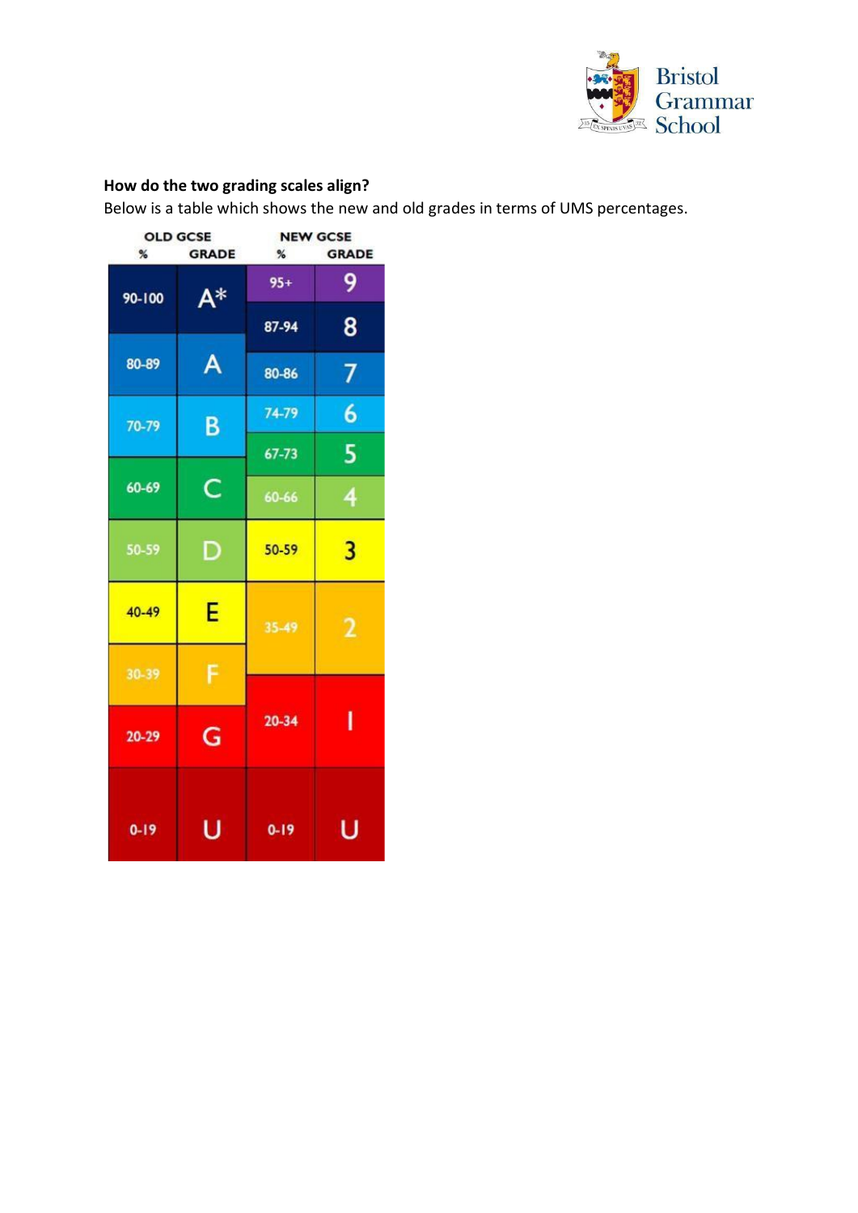**How do the two grading scales align?**

Below is a table which shows the new and old grades in terms of UMS percentages.

| OLD GCSE | | NEW GCSE | |
|---|---|---|---|
| % | GRADE | % | GRADE |
| 90-100 | A* | 95+ | 9 |
| | | 87-94 | 8 |
| 80-89 | A | 80-86 | 7 |
| 70-79 | B | 74-79 | 6 |
| | | 67-73 | 5 |
| 60-69 | C | 60-66 | 4 |
| 50-59 | D | 50-59 | 3 |
| 40-49 | E | 35-49 | 2 |
| 30-39 | F | | |
| 20-29 | G | 20-34 | 1 |
| 0-19 | U | 0-19 | U |